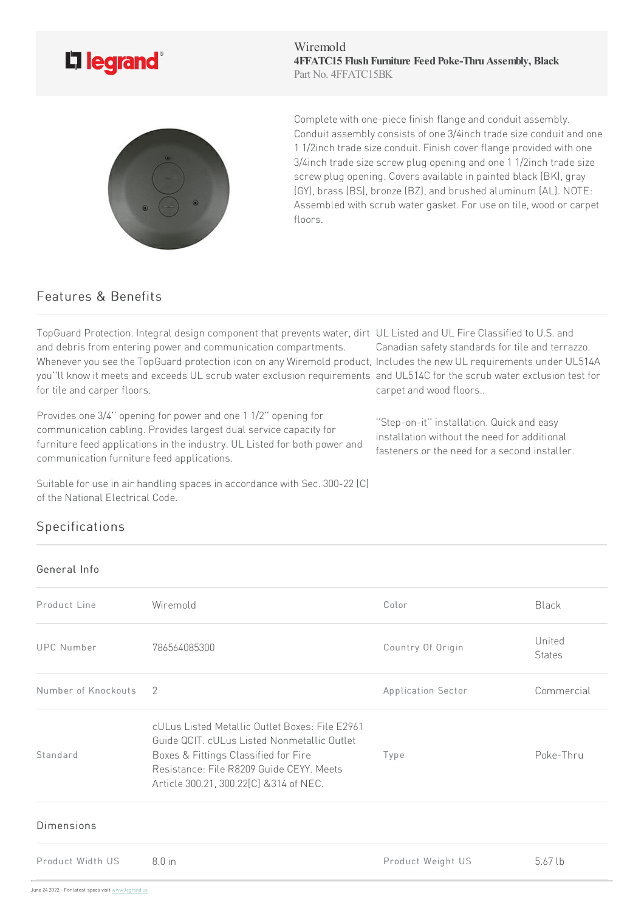Wiremold
**4FFATC15 Flush Furniture Feed Poke-Thru Assembly, Black**
Part No. 4FFATC15BK

Complete with one-piece finish flange and conduit assembly. Conduit assembly consists of one 3/4inch trade size conduit and one 1 1/2inch trade size conduit. Finish cover flange provided with one 3/4inch trade size screw plug opening and one 1 1/2inch trade size screw plug opening. Covers available in painted black (BK), gray (GY), brass (BS), bronze (BZ), and brushed aluminum (AL). NOTE: Assembled with scrub water gasket. For use on tile, wood or carpet floors.

## Features & Benefits

TopGuard Protection. Integral design component that prevents water, dirt and debris from entering power and communication compartments. Whenever you see the TopGuard protection icon on any Wiremold product, you''ll know it meets and exceeds UL scrub water exclusion requirements for tile and carper floors.

Provides one 3/4'' opening for power and one 1 1/2'' opening for communication cabling. Provides largest dual service capacity for furniture feed applications in the industry. UL Listed for both power and communication furniture feed applications.

Suitable for use in air handling spaces in accordance with Sec. 300-22 (C) of the National Electrical Code.

UL Listed and UL Fire Classified to U.S. and Canadian safety standards for tile and terrazzo. Includes the new UL requirements under UL514A and UL514C for the scrub water exclusion test for carpet and wood floors..

''Step-on-it'' installation. Quick and easy installation without the need for additional fasteners or the need for a second installer.

## Specifications

### General Info

| | | | |
|---|---|---|---|
| Product Line | Wiremold | Color | Black |
| UPC Number | 786564085300 | Country Of Origin | United States |
| Number of Knockouts | 2 | Application Sector | Commercial |
| Standard | cULus Listed Metallic Outlet Boxes: File E2961 Guide QCIT. cULus Listed Nonmetallic Outlet Boxes & Fittings Classified for Fire Resistance: File R8209 Guide CEYY. Meets Article 300.21, 300.22(C) &314 of NEC. | Type | Poke-Thru |

### Dimensions

| | | | |
|---|---|---|---|
| Product Width US | 8.0 in | Product Weight US | 5.67 lb |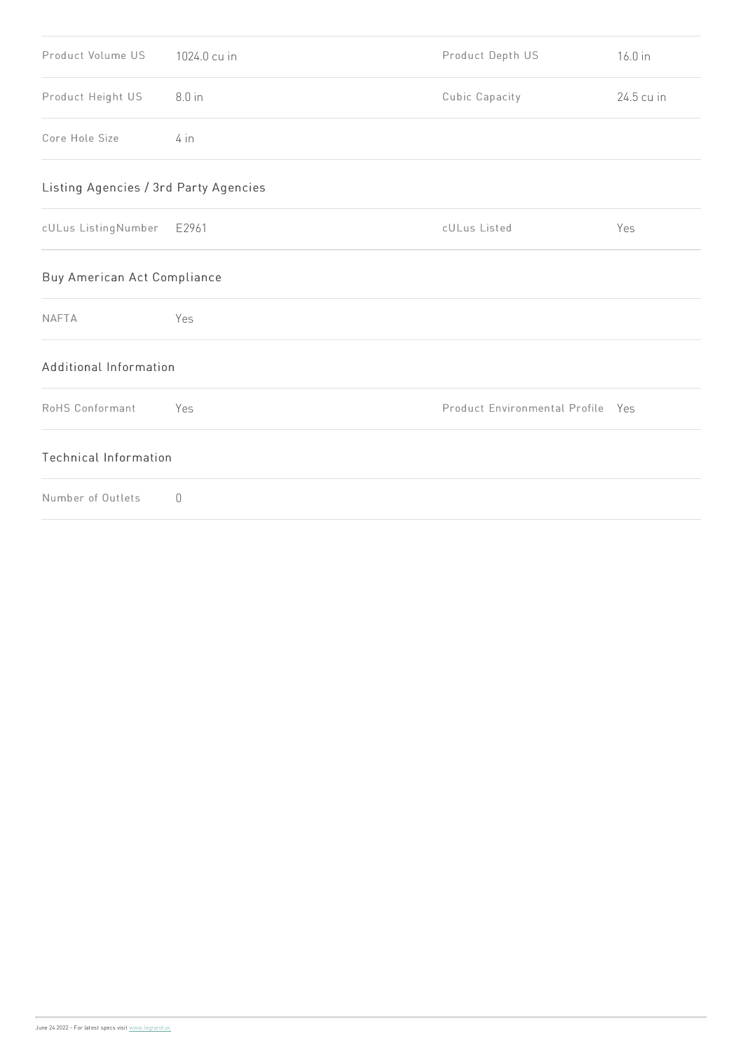| | | | |
|---|---|---|---|
| Product Volume US | 1024.0 cu in | Product Depth US | 16.0 in |
| Product Height US | 8.0 in | Cubic Capacity | 24.5 cu in |
| Core Hole Size | 4 in | | |

## Listing Agencies / 3rd Party Agencies

| | | | |
|---|---|---|---|
| cULus ListingNumber | E2961 | cULus Listed | Yes |

## Buy American Act Compliance

| | |
|---|---|
| NAFTA | Yes |

## Additional Information

| | | | |
|---|---|---|---|
| RoHS Conformant | Yes | Product Environmental Profile | Yes |

## Technical Information

| | |
|---|---|
| Number of Outlets | 0 |

June 24 2022 - For latest specs visit www.legrand.us